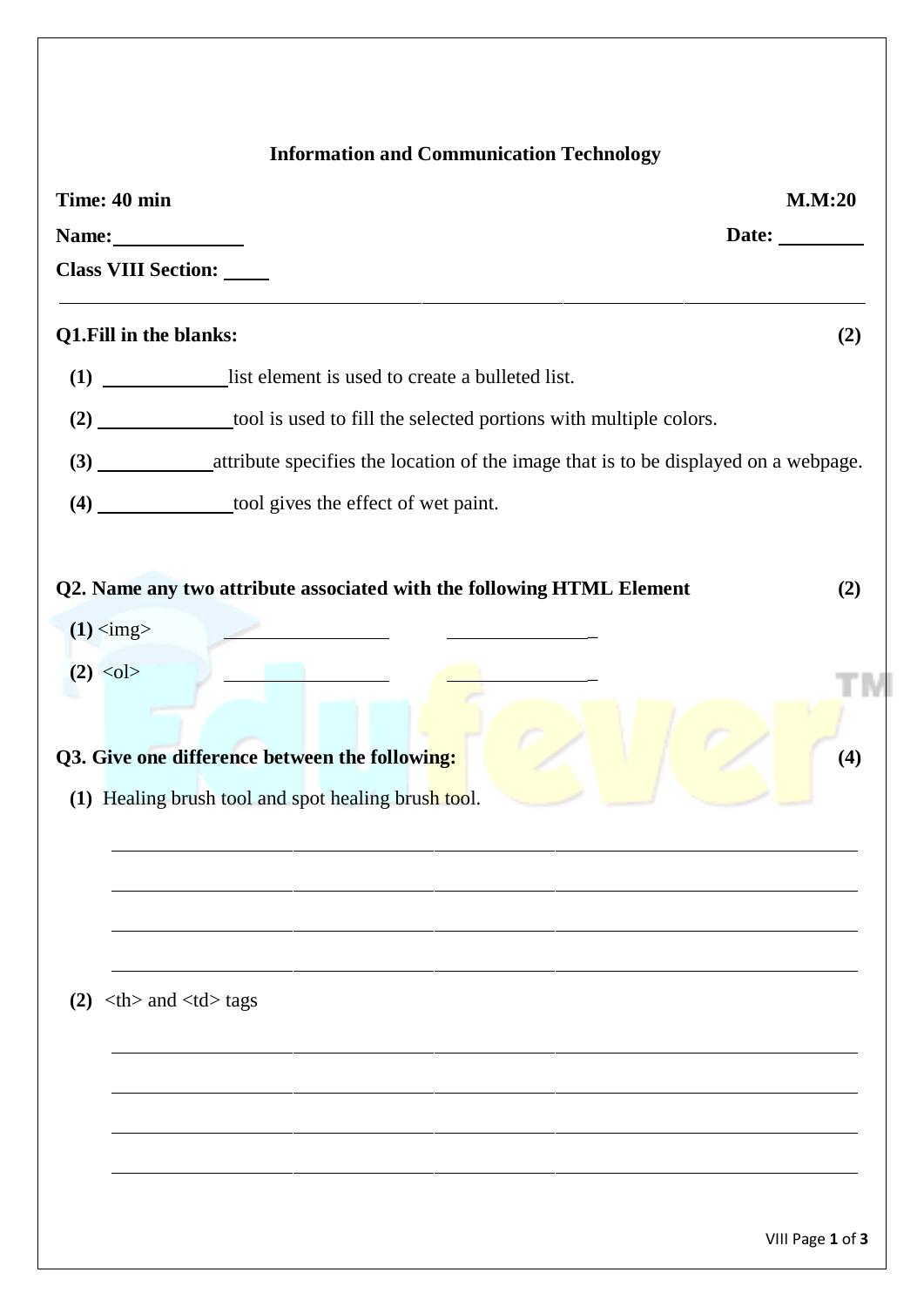## Information and Communication Technology

**Time: 40 min** **M.M:20**

**Name:**_____________ **Date:** _________

**Class VIII Section:** _____

---

**Q1.Fill in the blanks:** **(2)**

**(1)** ____________list element is used to create a bulleted list.

**(2)** ______________tool is used to fill the selected portions with multiple colors.

**(3)** ____________attribute specifies the location of the image that is to be displayed on a webpage.

**(4)** ______________tool gives the effect of wet paint.

**Q2. Name any two attribute associated with the following HTML Element** **(2)**

**(1)** <img> _________________ _______________

**(2)** <ol> _________________ _______________

**Q3. Give one difference between the following:** **(4)**

**(1)** Healing brush tool and spot healing brush tool.

_______________________________________________

_______________________________________________

_______________________________________________

_______________________________________________

**(2)** <th> and <td> tags

_______________________________________________

_______________________________________________

_______________________________________________

_______________________________________________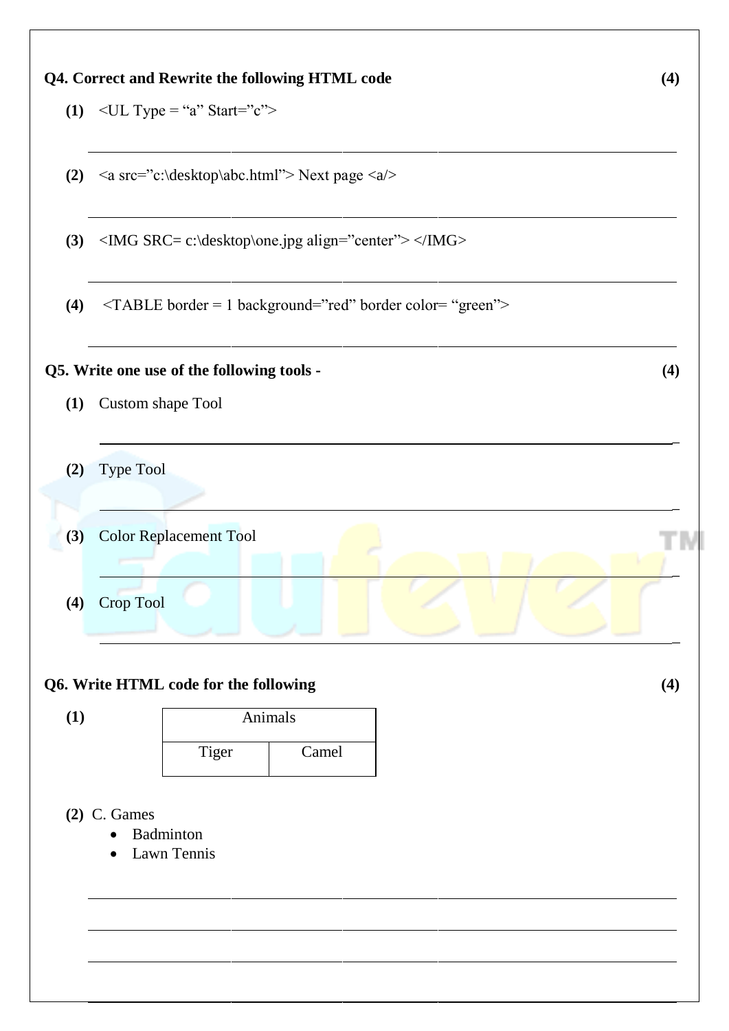**Q4. Correct and Rewrite the following HTML code** **(4)**

**(1)** <UL Type = “a” Start=”c”>

**(2)** <a src=”c:\desktop\abc.html”> Next page <a/>

**(3)** <IMG SRC= c:\desktop\one.jpg align=”center”> </IMG>

**(4)** <TABLE border = 1 background=”red” border color= “green”>

**Q5. Write one use of the following tools -** **(4)**

**(1)** Custom shape Tool

**(2)** Type Tool

**(3)** Color Replacement Tool

**(4)** Crop Tool

**Q6. Write HTML code for the following** **(4)**

**(1)**

| Animals | |
|---|---|
| Tiger | Camel |

**(2)** C. Games

- Badminton
- Lawn Tennis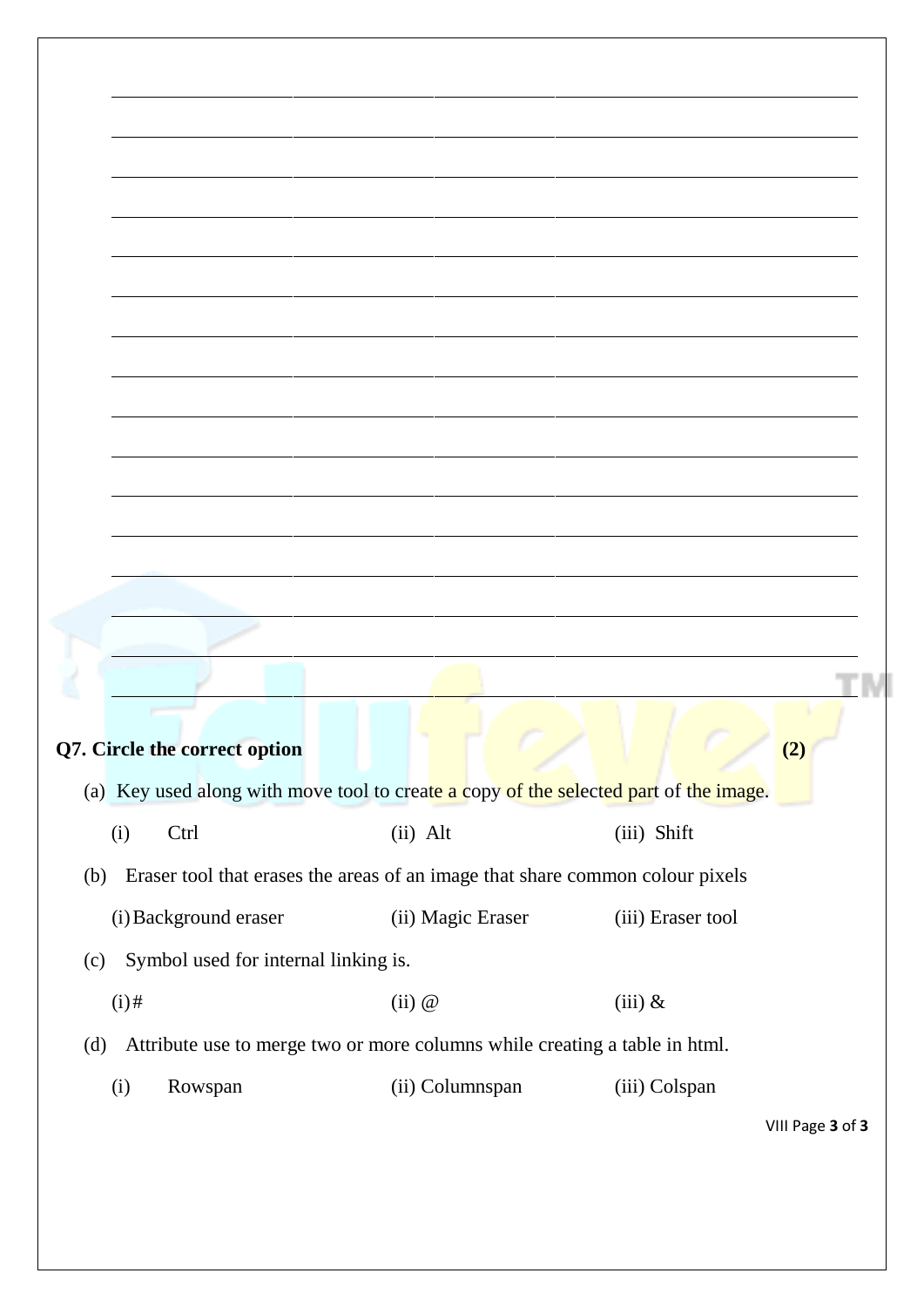**Q7. Circle the correct option** **(2)**

(a) Key used along with move tool to create a copy of the selected part of the image.

(i) Ctrl (ii) Alt (iii) Shift

(b) Eraser tool that erases the areas of an image that share common colour pixels

(i) Background eraser (ii) Magic Eraser (iii) Eraser tool

(c) Symbol used for internal linking is.

(i) # (ii) @ (iii) &

(d) Attribute use to merge two or more columns while creating a table in html.

(i) Rowspan (ii) Columnspan (iii) Colspan